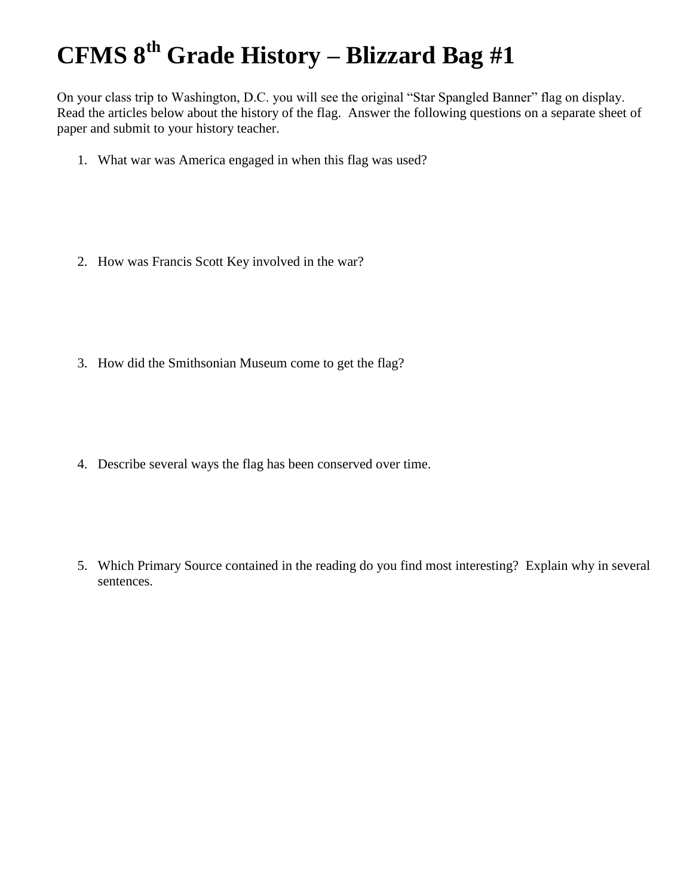# CFMS 8th Grade History – Blizzard Bag #1

On your class trip to Washington, D.C. you will see the original "Star Spangled Banner" flag on display. Read the articles below about the history of the flag. Answer the following questions on a separate sheet of paper and submit to your history teacher.

1. What war was America engaged in when this flag was used?

2. How was Francis Scott Key involved in the war?

3. How did the Smithsonian Museum come to get the flag?

4. Describe several ways the flag has been conserved over time.

5. Which Primary Source contained in the reading do you find most interesting? Explain why in several sentences.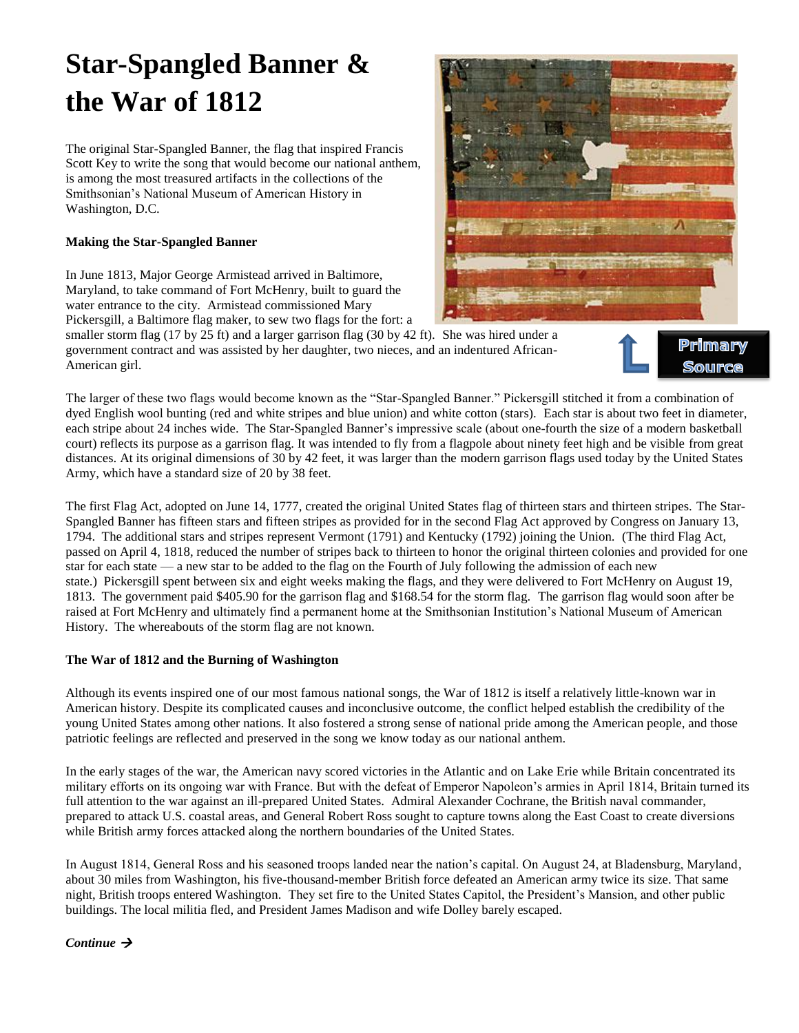# Star-Spangled Banner & the War of 1812

The original Star-Spangled Banner, the flag that inspired Francis Scott Key to write the song that would become our national anthem, is among the most treasured artifacts in the collections of the Smithsonian's National Museum of American History in Washington, D.C.

**Making the Star-Spangled Banner**

In June 1813, Major George Armistead arrived in Baltimore, Maryland, to take command of Fort McHenry, built to guard the water entrance to the city. Armistead commissioned Mary Pickersgill, a Baltimore flag maker, to sew two flags for the fort: a smaller storm flag (17 by 25 ft) and a larger garrison flag (30 by 42 ft). She was hired under a government contract and was assisted by her daughter, two nieces, and an indentured African-American girl.

Primary Source

The larger of these two flags would become known as the "Star-Spangled Banner." Pickersgill stitched it from a combination of dyed English wool bunting (red and white stripes and blue union) and white cotton (stars). Each star is about two feet in diameter, each stripe about 24 inches wide. The Star-Spangled Banner's impressive scale (about one-fourth the size of a modern basketball court) reflects its purpose as a garrison flag. It was intended to fly from a flagpole about ninety feet high and be visible from great distances. At its original dimensions of 30 by 42 feet, it was larger than the modern garrison flags used today by the United States Army, which have a standard size of 20 by 38 feet.

The first Flag Act, adopted on June 14, 1777, created the original United States flag of thirteen stars and thirteen stripes. The Star-Spangled Banner has fifteen stars and fifteen stripes as provided for in the second Flag Act approved by Congress on January 13, 1794. The additional stars and stripes represent Vermont (1791) and Kentucky (1792) joining the Union. (The third Flag Act, passed on April 4, 1818, reduced the number of stripes back to thirteen to honor the original thirteen colonies and provided for one star for each state — a new star to be added to the flag on the Fourth of July following the admission of each new state.) Pickersgill spent between six and eight weeks making the flags, and they were delivered to Fort McHenry on August 19, 1813. The government paid $405.90 for the garrison flag and $168.54 for the storm flag. The garrison flag would soon after be raised at Fort McHenry and ultimately find a permanent home at the Smithsonian Institution's National Museum of American History. The whereabouts of the storm flag are not known.

**The War of 1812 and the Burning of Washington**

Although its events inspired one of our most famous national songs, the War of 1812 is itself a relatively little-known war in American history. Despite its complicated causes and inconclusive outcome, the conflict helped establish the credibility of the young United States among other nations. It also fostered a strong sense of national pride among the American people, and those patriotic feelings are reflected and preserved in the song we know today as our national anthem.

In the early stages of the war, the American navy scored victories in the Atlantic and on Lake Erie while Britain concentrated its military efforts on its ongoing war with France. But with the defeat of Emperor Napoleon's armies in April 1814, Britain turned its full attention to the war against an ill-prepared United States. Admiral Alexander Cochrane, the British naval commander, prepared to attack U.S. coastal areas, and General Robert Ross sought to capture towns along the East Coast to create diversions while British army forces attacked along the northern boundaries of the United States.

In August 1814, General Ross and his seasoned troops landed near the nation's capital. On August 24, at Bladensburg, Maryland, about 30 miles from Washington, his five-thousand-member British force defeated an American army twice its size. That same night, British troops entered Washington. They set fire to the United States Capitol, the President's Mansion, and other public buildings. The local militia fled, and President James Madison and wife Dolley barely escaped.

***Continue →***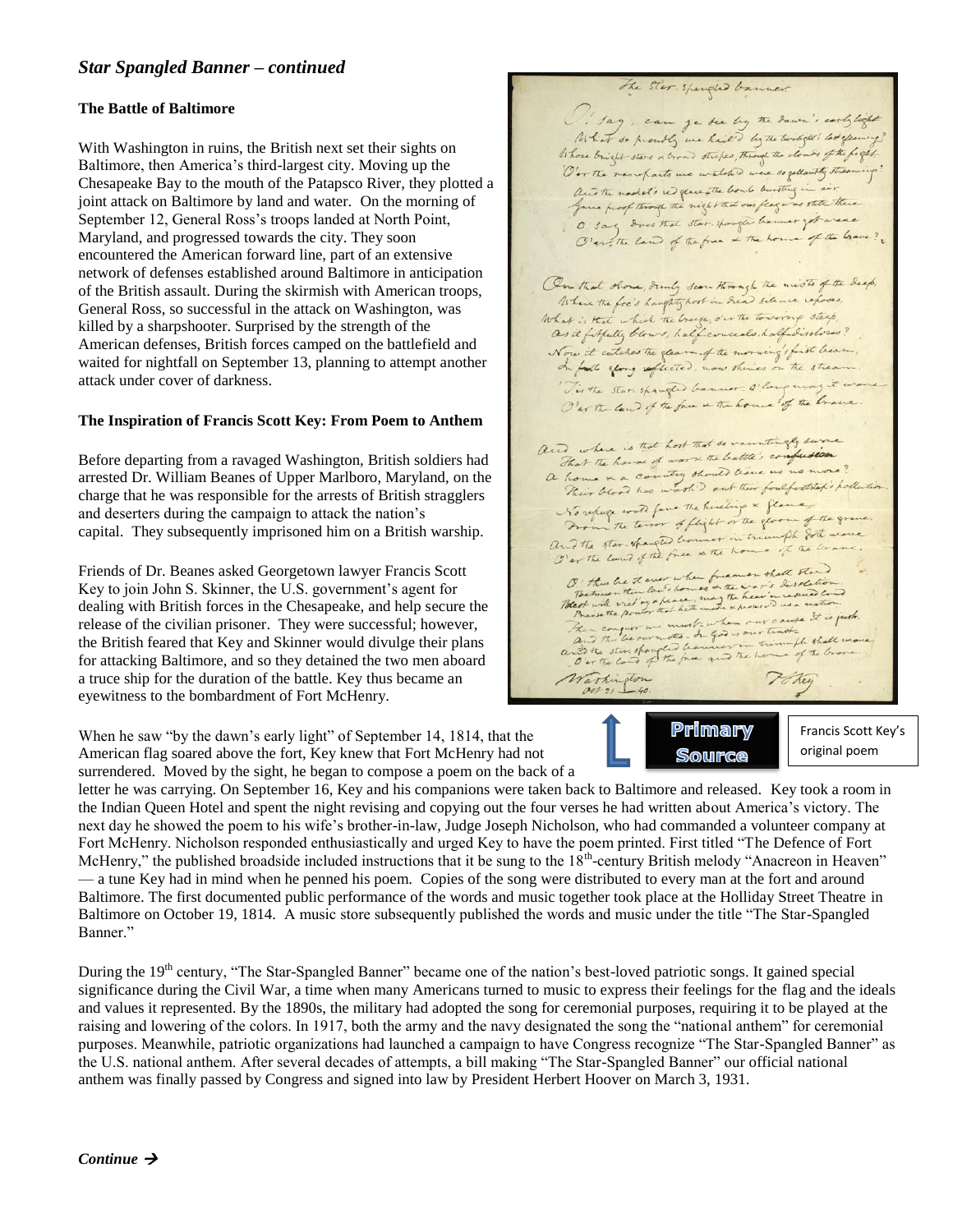## *Star Spangled Banner – continued*

**The Battle of Baltimore**

With Washington in ruins, the British next set their sights on Baltimore, then America's third-largest city. Moving up the Chesapeake Bay to the mouth of the Patapsco River, they plotted a joint attack on Baltimore by land and water. On the morning of September 12, General Ross's troops landed at North Point, Maryland, and progressed towards the city. They soon encountered the American forward line, part of an extensive network of defenses established around Baltimore in anticipation of the British assault. During the skirmish with American troops, General Ross, so successful in the attack on Washington, was killed by a sharpshooter. Surprised by the strength of the American defenses, British forces camped on the battlefield and waited for nightfall on September 13, planning to attempt another attack under cover of darkness.

**The Inspiration of Francis Scott Key: From Poem to Anthem**

Before departing from a ravaged Washington, British soldiers had arrested Dr. William Beanes of Upper Marlboro, Maryland, on the charge that he was responsible for the arrests of British stragglers and deserters during the campaign to attack the nation's capital. They subsequently imprisoned him on a British warship.

Friends of Dr. Beanes asked Georgetown lawyer Francis Scott Key to join John S. Skinner, the U.S. government's agent for dealing with British forces in the Chesapeake, and help secure the release of the civilian prisoner. They were successful; however, the British feared that Key and Skinner would divulge their plans for attacking Baltimore, and so they detained the two men aboard a truce ship for the duration of the battle. Key thus became an eyewitness to the bombardment of Fort McHenry.

Primary Source

Francis Scott Key's original poem

When he saw "by the dawn's early light" of September 14, 1814, that the American flag soared above the fort, Key knew that Fort McHenry had not surrendered. Moved by the sight, he began to compose a poem on the back of a letter he was carrying. On September 16, Key and his companions were taken back to Baltimore and released. Key took a room in the Indian Queen Hotel and spent the night revising and copying out the four verses he had written about America's victory. The next day he showed the poem to his wife's brother-in-law, Judge Joseph Nicholson, who had commanded a volunteer company at Fort McHenry. Nicholson responded enthusiastically and urged Key to have the poem printed. First titled "The Defence of Fort McHenry," the published broadside included instructions that it be sung to the 18th-century British melody "Anacreon in Heaven" — a tune Key had in mind when he penned his poem. Copies of the song were distributed to every man at the fort and around Baltimore. The first documented public performance of the words and music together took place at the Holliday Street Theatre in Baltimore on October 19, 1814. A music store subsequently published the words and music under the title "The Star-Spangled Banner."

During the 19th century, "The Star-Spangled Banner" became one of the nation's best-loved patriotic songs. It gained special significance during the Civil War, a time when many Americans turned to music to express their feelings for the flag and the ideals and values it represented. By the 1890s, the military had adopted the song for ceremonial purposes, requiring it to be played at the raising and lowering of the colors. In 1917, both the army and the navy designated the song the "national anthem" for ceremonial purposes. Meanwhile, patriotic organizations had launched a campaign to have Congress recognize "The Star-Spangled Banner" as the U.S. national anthem. After several decades of attempts, a bill making "The Star-Spangled Banner" our official national anthem was finally passed by Congress and signed into law by President Herbert Hoover on March 3, 1931.

*Continue →*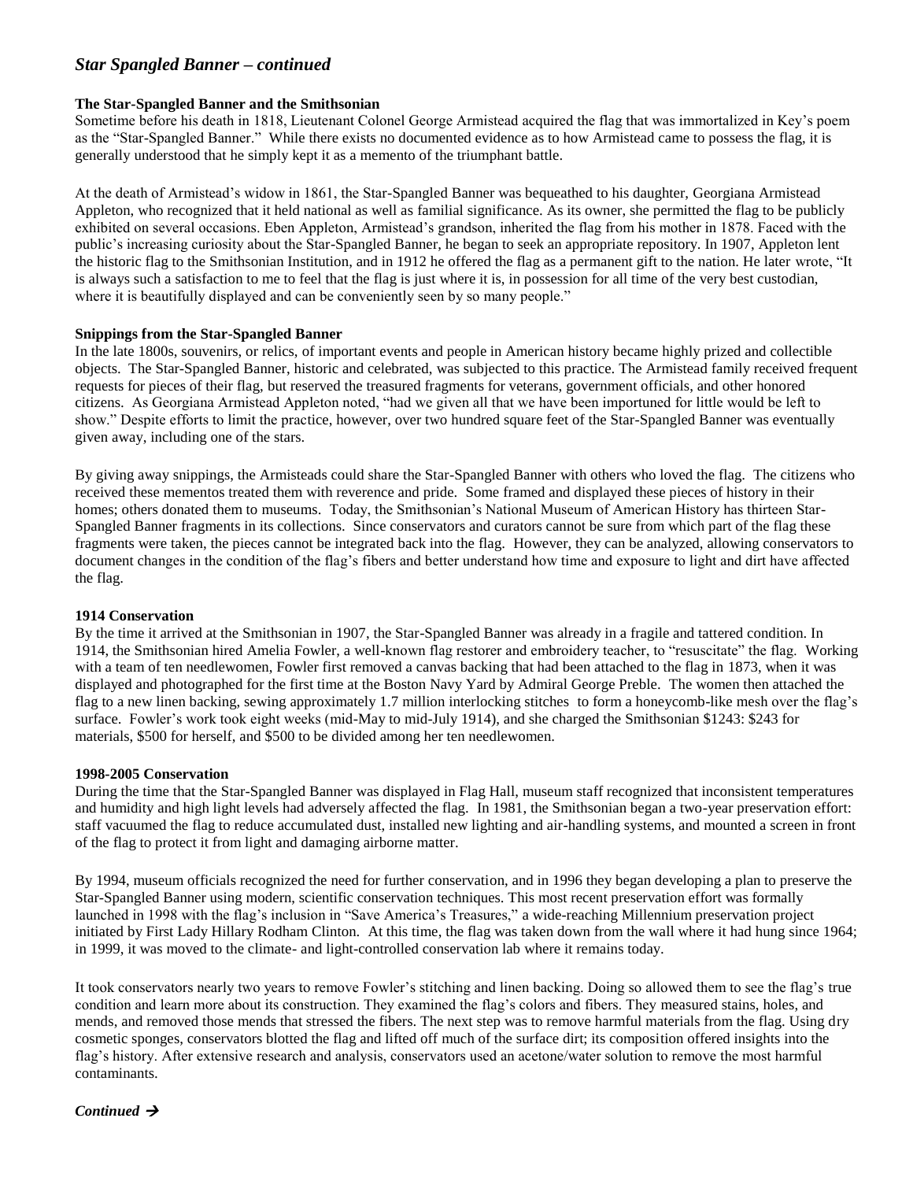## *Star Spangled Banner – continued*

### The Star-Spangled Banner and the Smithsonian

Sometime before his death in 1818, Lieutenant Colonel George Armistead acquired the flag that was immortalized in Key's poem as the "Star-Spangled Banner." While there exists no documented evidence as to how Armistead came to possess the flag, it is generally understood that he simply kept it as a memento of the triumphant battle.

At the death of Armistead's widow in 1861, the Star-Spangled Banner was bequeathed to his daughter, Georgiana Armistead Appleton, who recognized that it held national as well as familial significance. As its owner, she permitted the flag to be publicly exhibited on several occasions. Eben Appleton, Armistead's grandson, inherited the flag from his mother in 1878. Faced with the public's increasing curiosity about the Star-Spangled Banner, he began to seek an appropriate repository. In 1907, Appleton lent the historic flag to the Smithsonian Institution, and in 1912 he offered the flag as a permanent gift to the nation. He later wrote, "It is always such a satisfaction to me to feel that the flag is just where it is, in possession for all time of the very best custodian, where it is beautifully displayed and can be conveniently seen by so many people."

### Snippings from the Star-Spangled Banner

In the late 1800s, souvenirs, or relics, of important events and people in American history became highly prized and collectible objects. The Star-Spangled Banner, historic and celebrated, was subjected to this practice. The Armistead family received frequent requests for pieces of their flag, but reserved the treasured fragments for veterans, government officials, and other honored citizens. As Georgiana Armistead Appleton noted, "had we given all that we have been importuned for little would be left to show." Despite efforts to limit the practice, however, over two hundred square feet of the Star-Spangled Banner was eventually given away, including one of the stars.

By giving away snippings, the Armisteads could share the Star-Spangled Banner with others who loved the flag. The citizens who received these mementos treated them with reverence and pride. Some framed and displayed these pieces of history in their homes; others donated them to museums. Today, the Smithsonian's National Museum of American History has thirteen Star-Spangled Banner fragments in its collections. Since conservators and curators cannot be sure from which part of the flag these fragments were taken, the pieces cannot be integrated back into the flag. However, they can be analyzed, allowing conservators to document changes in the condition of the flag's fibers and better understand how time and exposure to light and dirt have affected the flag.

### 1914 Conservation

By the time it arrived at the Smithsonian in 1907, the Star-Spangled Banner was already in a fragile and tattered condition. In 1914, the Smithsonian hired Amelia Fowler, a well-known flag restorer and embroidery teacher, to "resuscitate" the flag. Working with a team of ten needlewomen, Fowler first removed a canvas backing that had been attached to the flag in 1873, when it was displayed and photographed for the first time at the Boston Navy Yard by Admiral George Preble. The women then attached the flag to a new linen backing, sewing approximately 1.7 million interlocking stitches to form a honeycomb-like mesh over the flag's surface. Fowler's work took eight weeks (mid-May to mid-July 1914), and she charged the Smithsonian $1243: $243 for materials, $500 for herself, and $500 to be divided among her ten needlewomen.

### 1998-2005 Conservation

During the time that the Star-Spangled Banner was displayed in Flag Hall, museum staff recognized that inconsistent temperatures and humidity and high light levels had adversely affected the flag. In 1981, the Smithsonian began a two-year preservation effort: staff vacuumed the flag to reduce accumulated dust, installed new lighting and air-handling systems, and mounted a screen in front of the flag to protect it from light and damaging airborne matter.

By 1994, museum officials recognized the need for further conservation, and in 1996 they began developing a plan to preserve the Star-Spangled Banner using modern, scientific conservation techniques. This most recent preservation effort was formally launched in 1998 with the flag's inclusion in "Save America's Treasures," a wide-reaching Millennium preservation project initiated by First Lady Hillary Rodham Clinton. At this time, the flag was taken down from the wall where it had hung since 1964; in 1999, it was moved to the climate- and light-controlled conservation lab where it remains today.

It took conservators nearly two years to remove Fowler's stitching and linen backing. Doing so allowed them to see the flag's true condition and learn more about its construction. They examined the flag's colors and fibers. They measured stains, holes, and mends, and removed those mends that stressed the fibers. The next step was to remove harmful materials from the flag. Using dry cosmetic sponges, conservators blotted the flag and lifted off much of the surface dirt; its composition offered insights into the flag's history. After extensive research and analysis, conservators used an acetone/water solution to remove the most harmful contaminants.

***Continued →***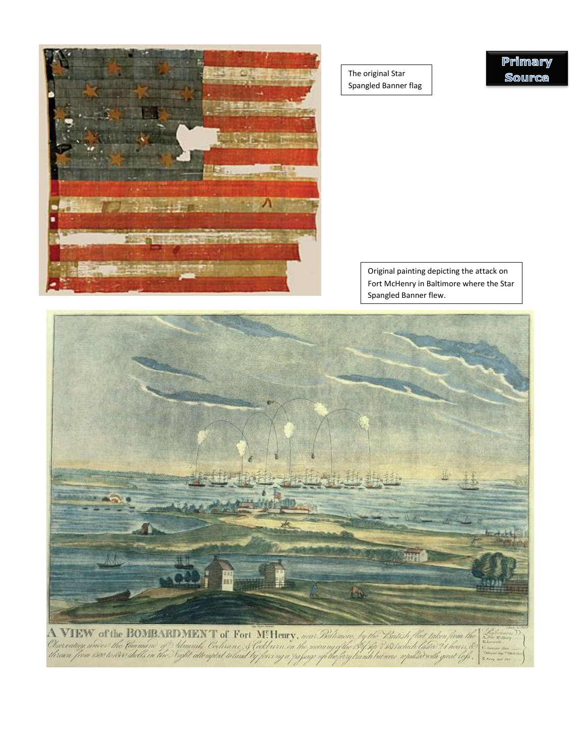**Primary Source**

The original Star Spangled Banner flag

Original painting depicting the attack on Fort McHenry in Baltimore where the Star Spangled Banner flew.